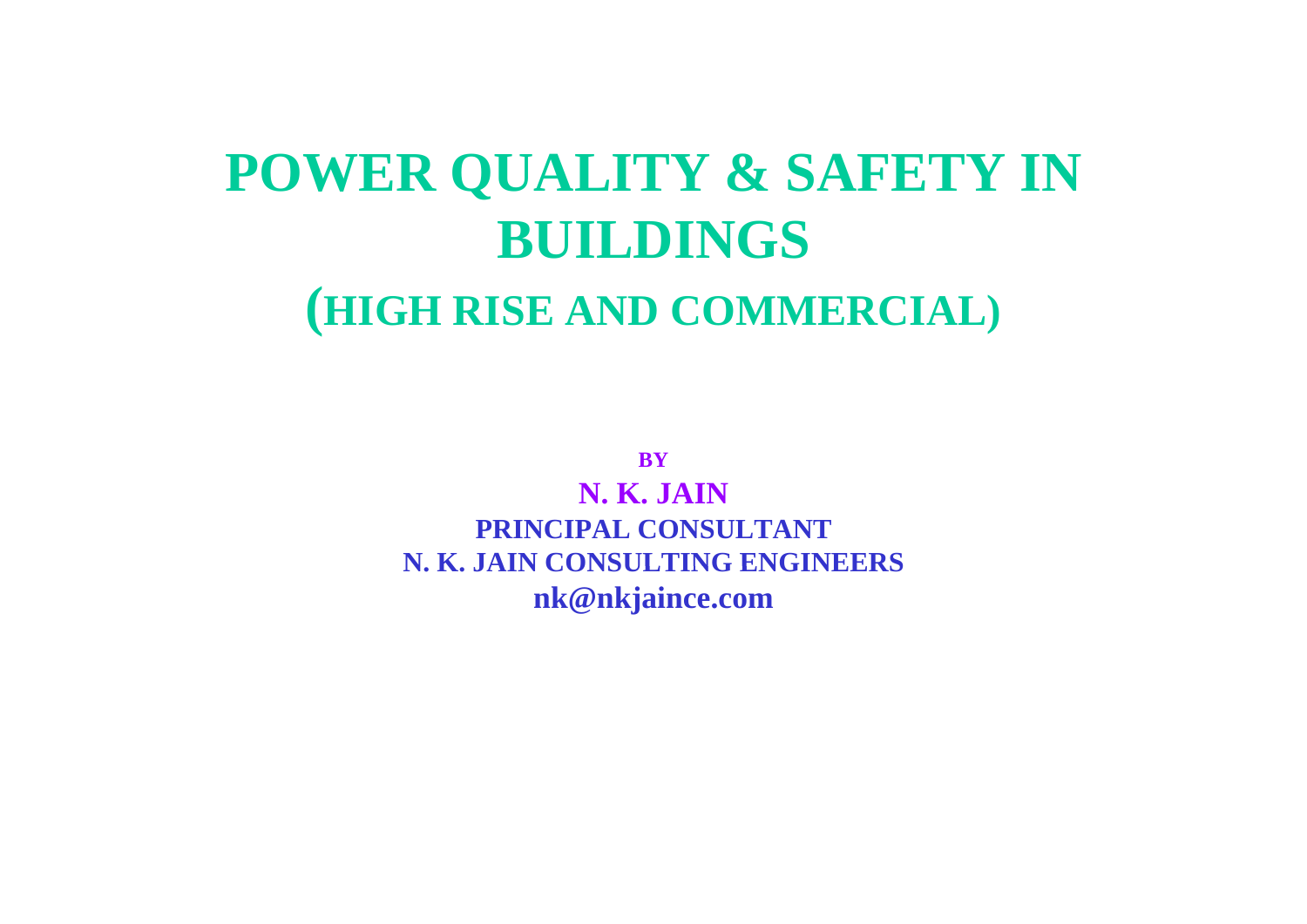# POWER QUALITY & SAFETY IN BUILDINGS

## (HIGH RISE AND COMMERCIAL)

**BY**

**N. K. JAIN**

**PRINCIPAL CONSULTANT**

**N. K. JAIN CONSULTING ENGINEERS**

**nk@nkjaince.com**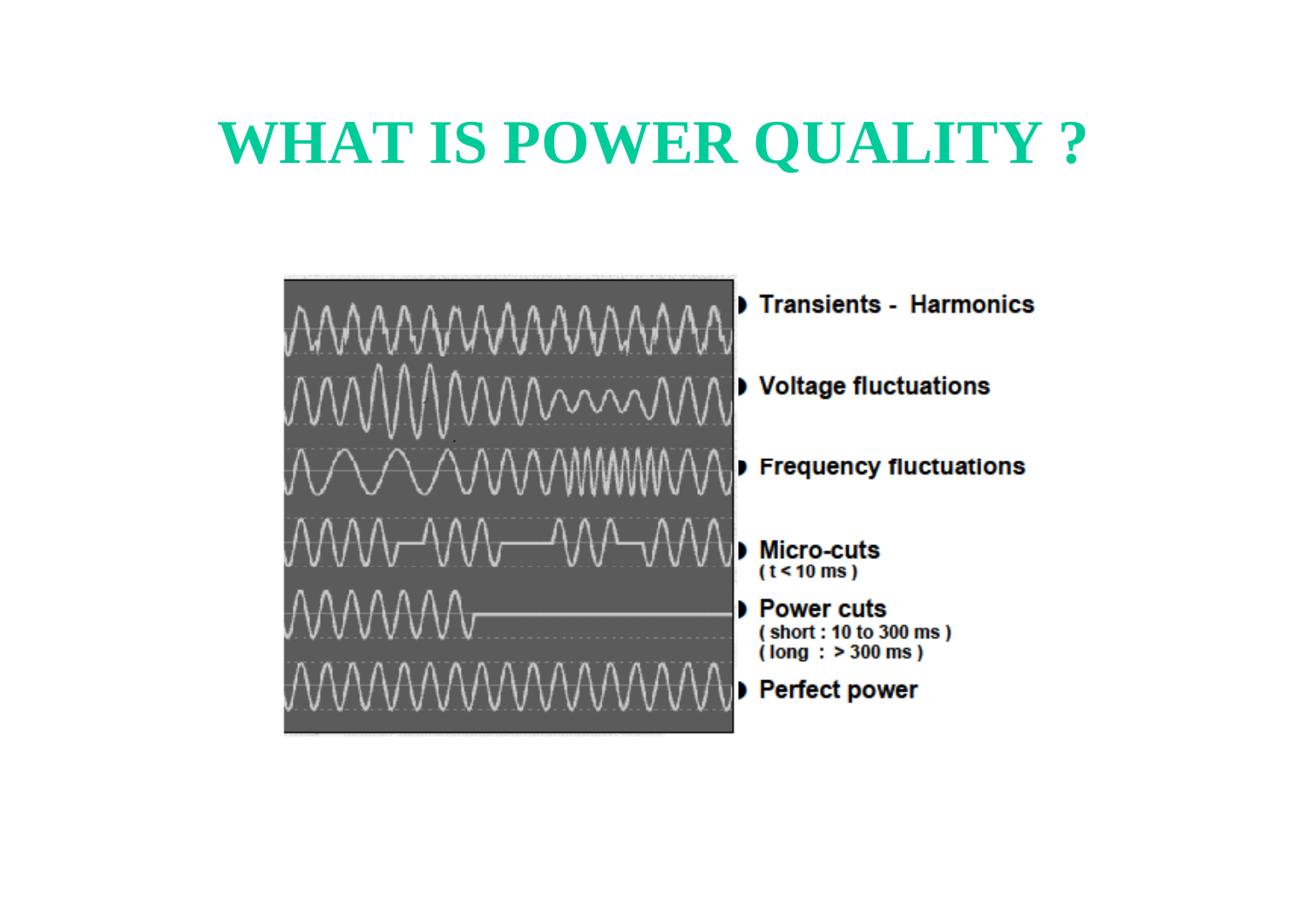# WHAT IS POWER QUALITY ?

- Transients - Harmonics
- Voltage fluctuations
- Frequency fluctuations
- Micro-cuts
  ( t < 10 ms )
- Power cuts
  ( short : 10 to 300 ms )
  ( long : > 300 ms )
- Perfect power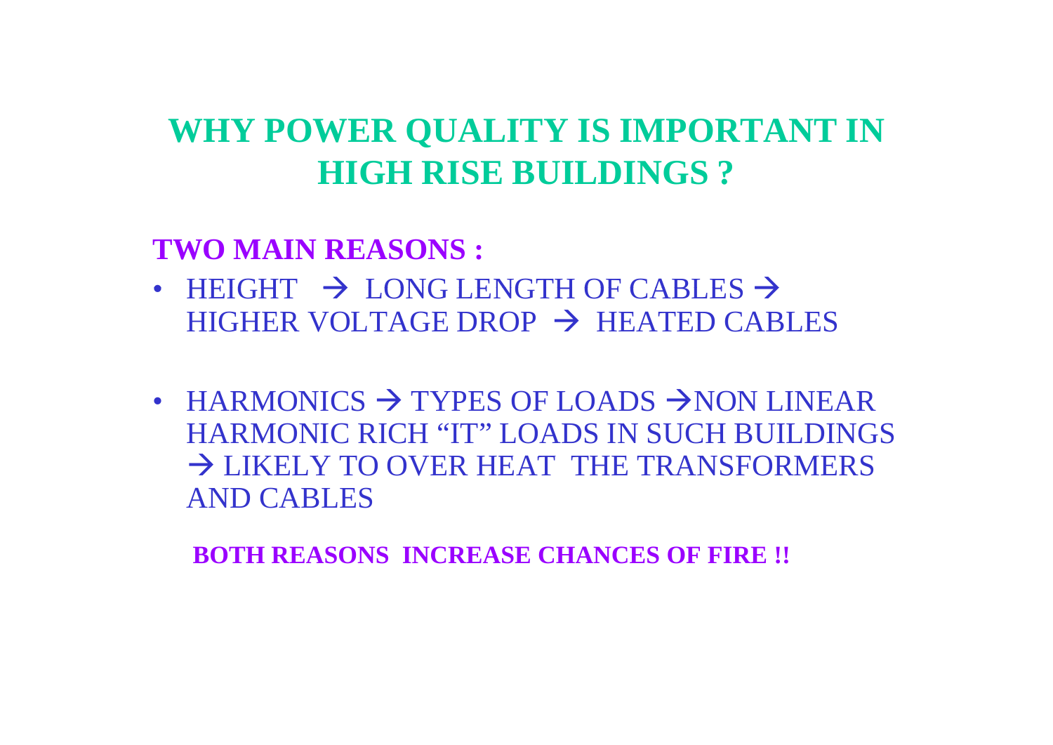# WHY POWER QUALITY IS IMPORTANT IN HIGH RISE BUILDINGS ?

**TWO MAIN REASONS :**

- HEIGHT → LONG LENGTH OF CABLES → HIGHER VOLTAGE DROP → HEATED CABLES

- HARMONICS → TYPES OF LOADS →NON LINEAR HARMONIC RICH "IT" LOADS IN SUCH BUILDINGS → LIKELY TO OVER HEAT THE TRANSFORMERS AND CABLES

**BOTH REASONS INCREASE CHANCES OF FIRE !!**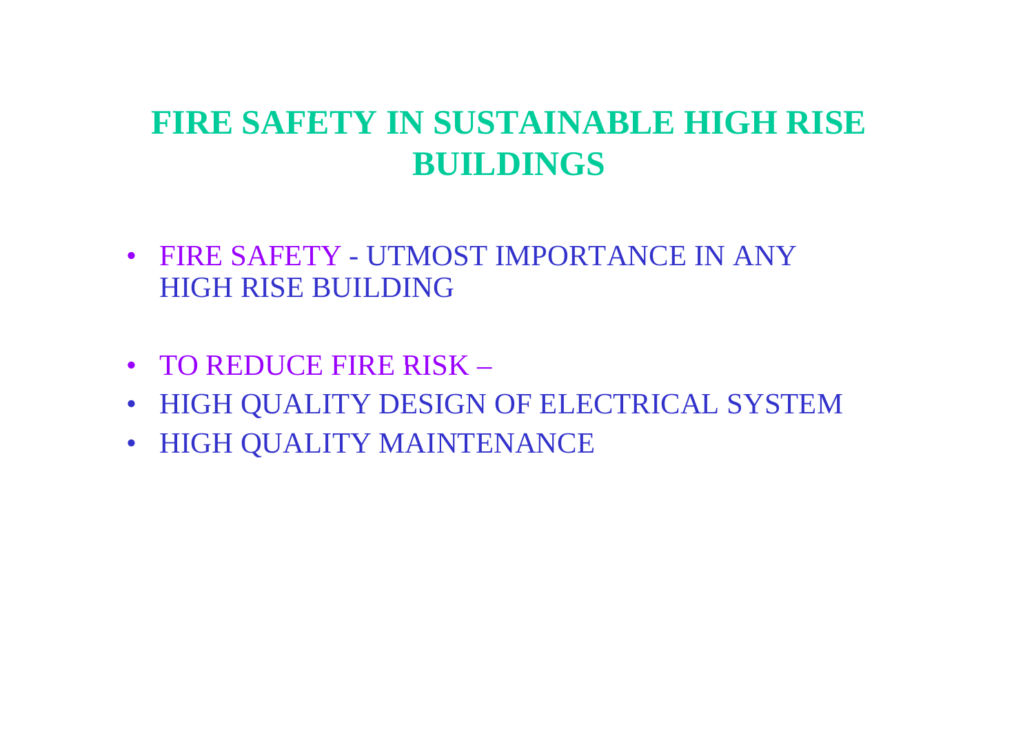# FIRE SAFETY IN SUSTAINABLE HIGH RISE BUILDINGS

- FIRE SAFETY - UTMOST IMPORTANCE IN ANY HIGH RISE BUILDING

- TO REDUCE FIRE RISK –
- HIGH QUALITY DESIGN OF ELECTRICAL SYSTEM
- HIGH QUALITY MAINTENANCE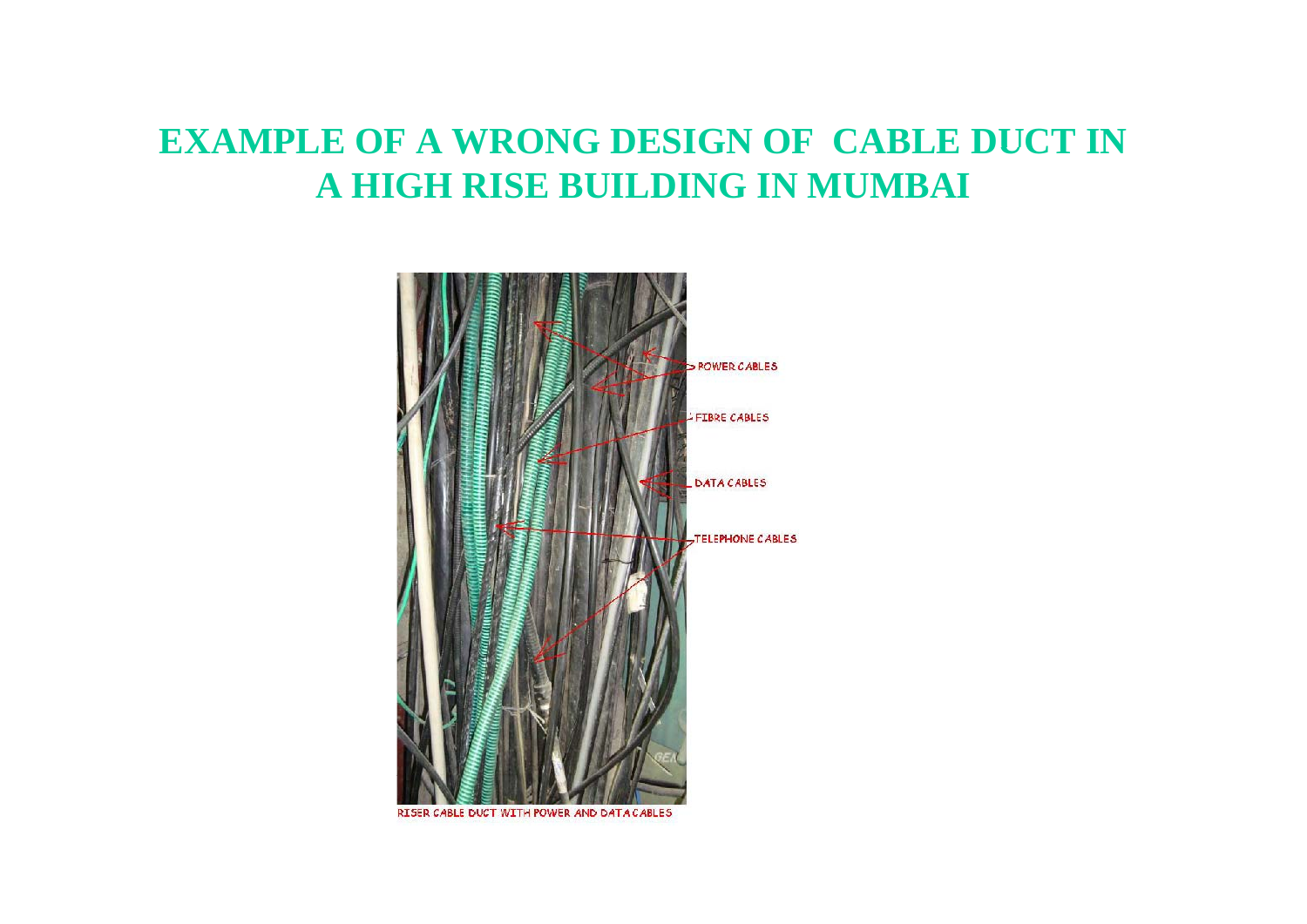# EXAMPLE OF A WRONG DESIGN OF CABLE DUCT IN A HIGH RISE BUILDING IN MUMBAI

POWER CABLES

FIBRE CABLES

DATA CABLES

TELEPHONE CABLES

RISER CABLE DUCT WITH POWER AND DATA CABLES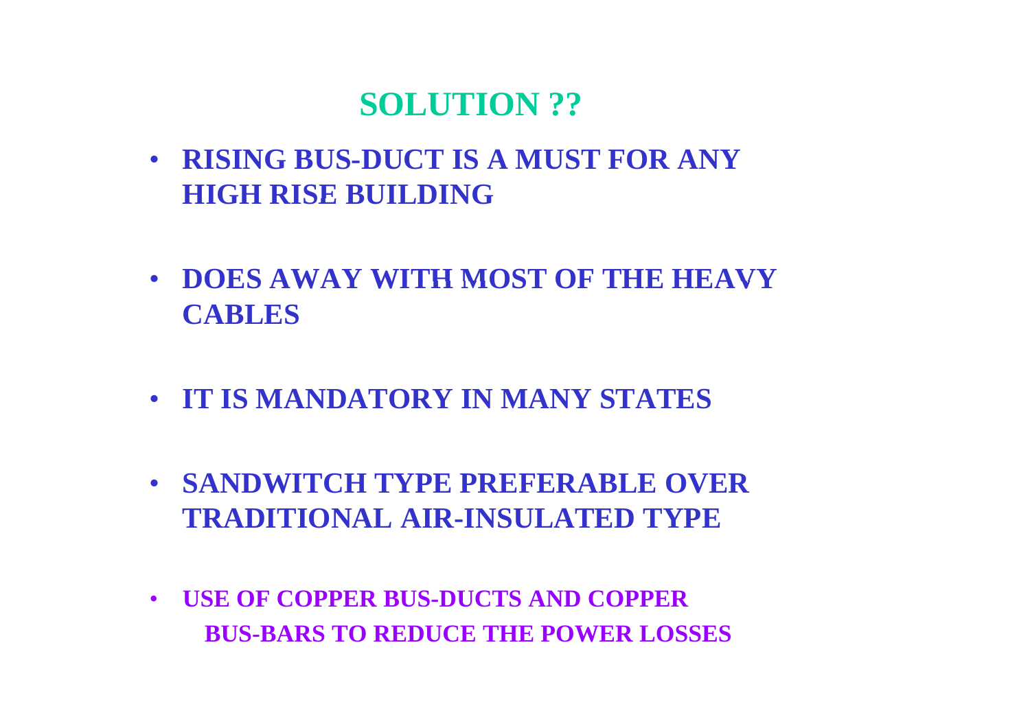# SOLUTION ??

- **RISING BUS-DUCT IS A MUST FOR ANY HIGH RISE BUILDING**

- **DOES AWAY WITH MOST OF THE HEAVY CABLES**

- **IT IS MANDATORY IN MANY STATES**

- **SANDWITCH TYPE PREFERABLE OVER TRADITIONAL AIR-INSULATED TYPE**

- **USE OF COPPER BUS-DUCTS AND COPPER BUS-BARS TO REDUCE THE POWER LOSSES**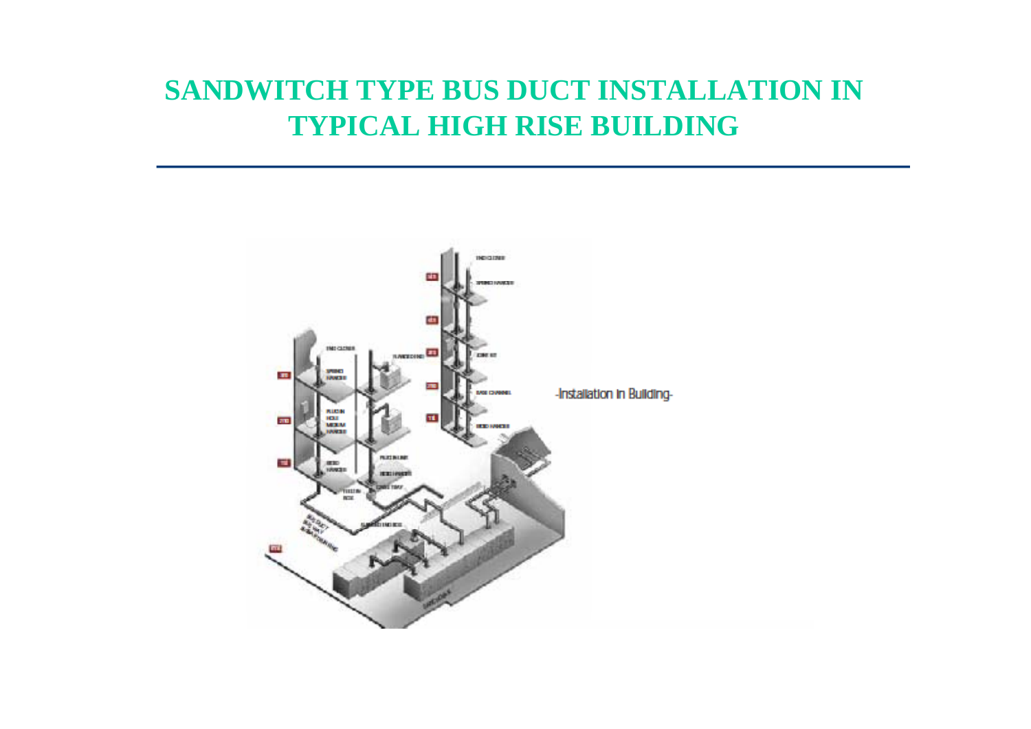# SANDWITCH TYPE BUS DUCT INSTALLATION IN TYPICAL HIGH RISE BUILDING

-Installation in Building-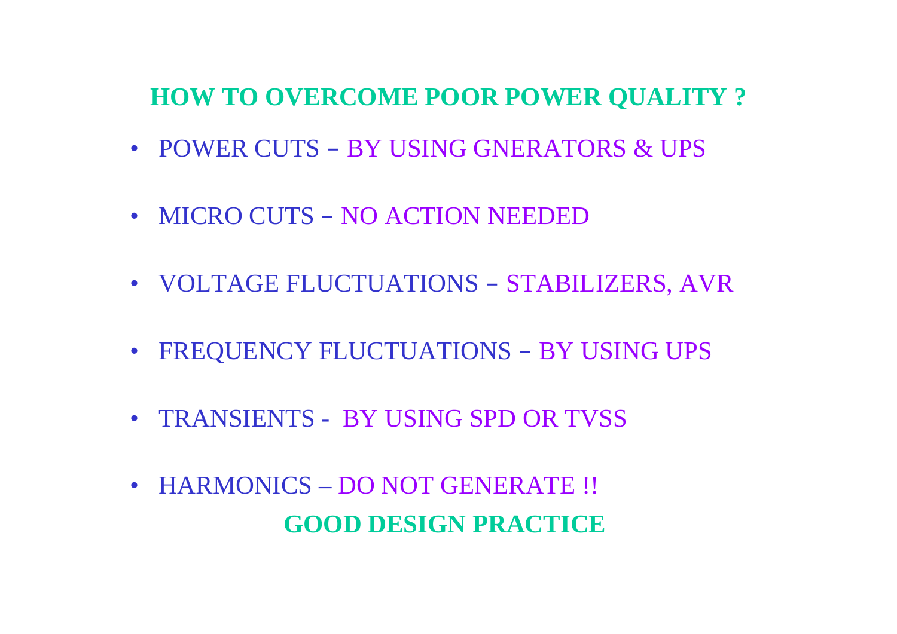## HOW TO OVERCOME POOR POWER QUALITY ?

- POWER CUTS – BY USING GNERATORS & UPS
- MICRO CUTS – NO ACTION NEEDED
- VOLTAGE FLUCTUATIONS – STABILIZERS, AVR
- FREQUENCY FLUCTUATIONS – BY USING UPS
- TRANSIENTS - BY USING SPD OR TVSS
- HARMONICS – DO NOT GENERATE !!

**GOOD DESIGN PRACTICE**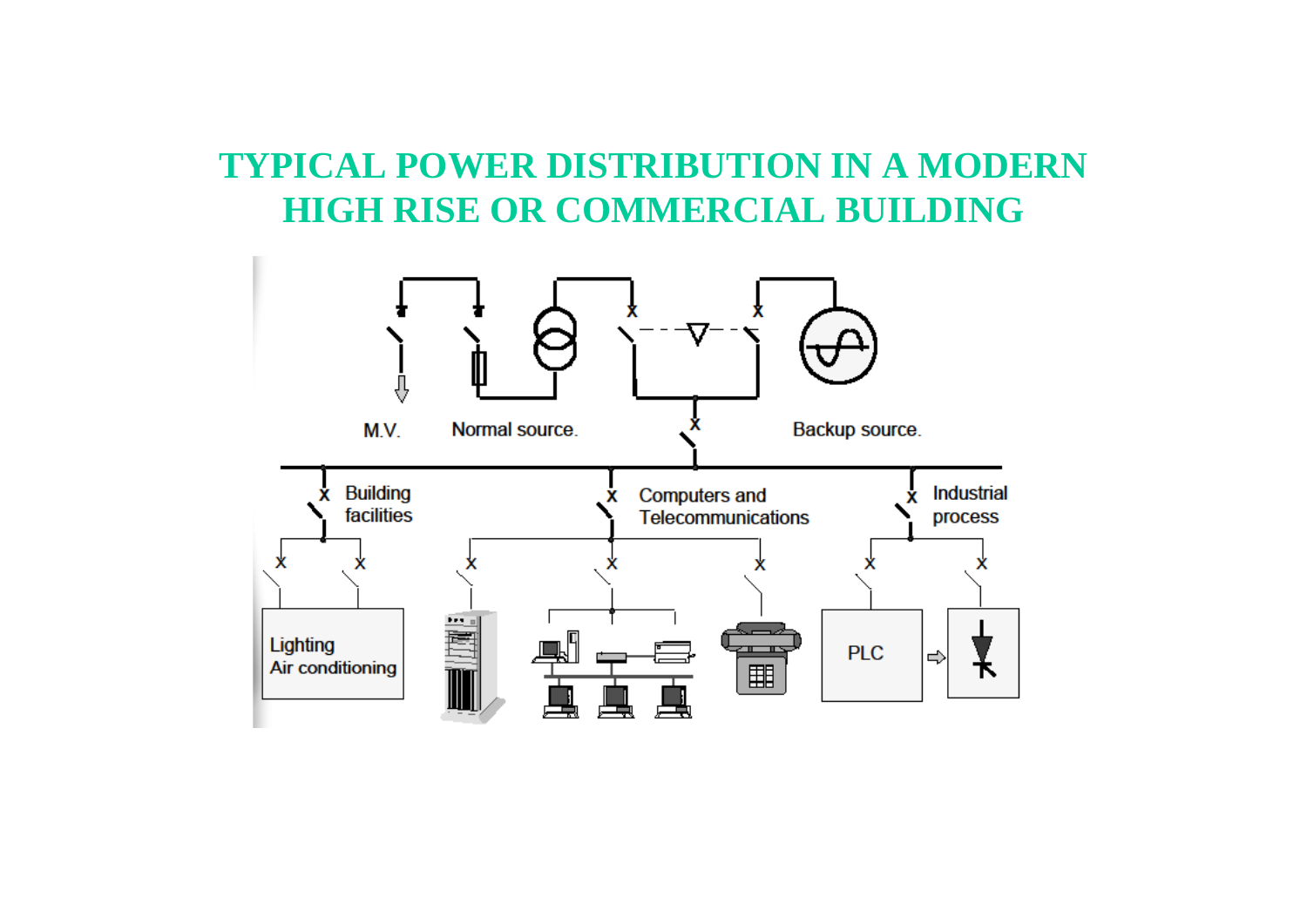# TYPICAL POWER DISTRIBUTION IN A MODERN HIGH RISE OR COMMERCIAL BUILDING

M.V.

Normal source.

Backup source.

Building facilities

Computers and Telecommunications

Industrial process

Lighting
Air conditioning

PLC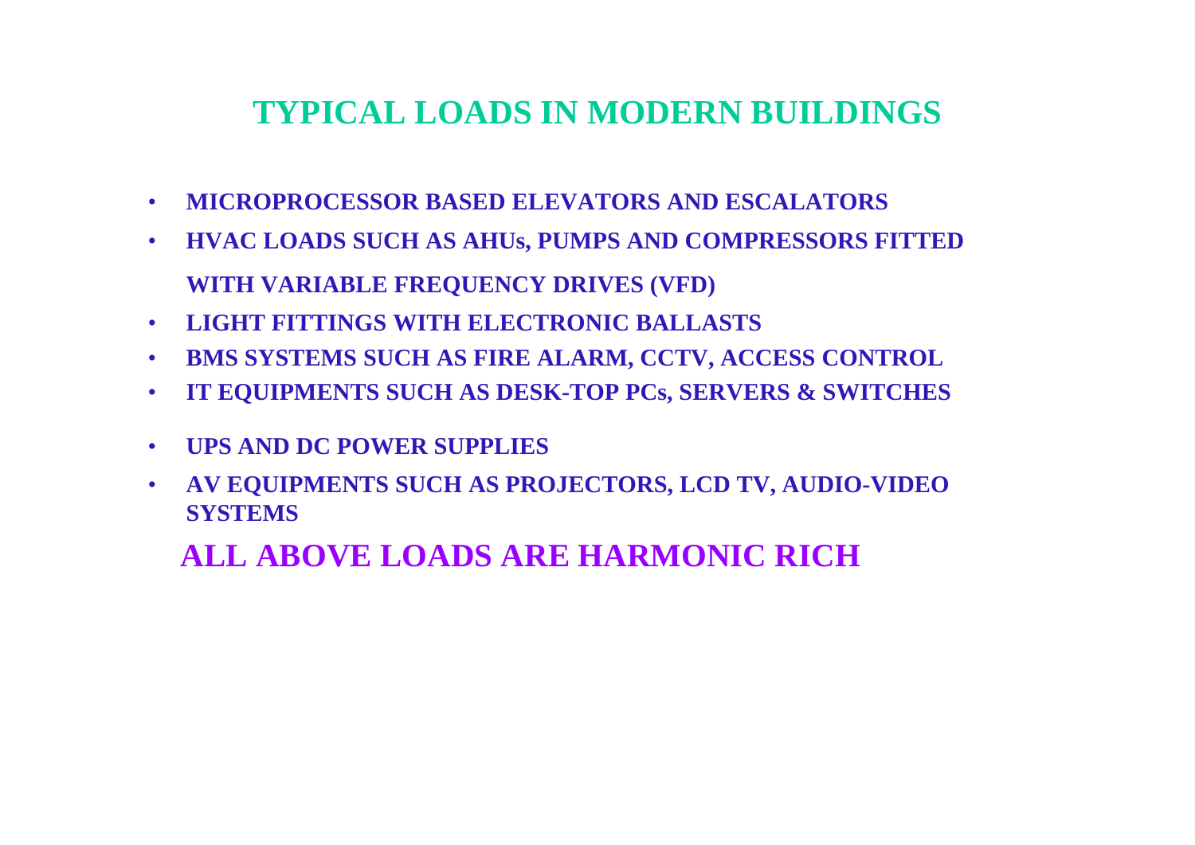# TYPICAL LOADS IN MODERN BUILDINGS

- **MICROPROCESSOR BASED ELEVATORS AND ESCALATORS**
- **HVAC LOADS SUCH AS AHUs, PUMPS AND COMPRESSORS FITTED WITH VARIABLE FREQUENCY DRIVES (VFD)**
- **LIGHT FITTINGS WITH ELECTRONIC BALLASTS**
- **BMS SYSTEMS SUCH AS FIRE ALARM, CCTV, ACCESS CONTROL**
- **IT EQUIPMENTS SUCH AS DESK-TOP PCs, SERVERS & SWITCHES**
- **UPS AND DC POWER SUPPLIES**
- **AV EQUIPMENTS SUCH AS PROJECTORS, LCD TV, AUDIO-VIDEO SYSTEMS**

## ALL ABOVE LOADS ARE HARMONIC RICH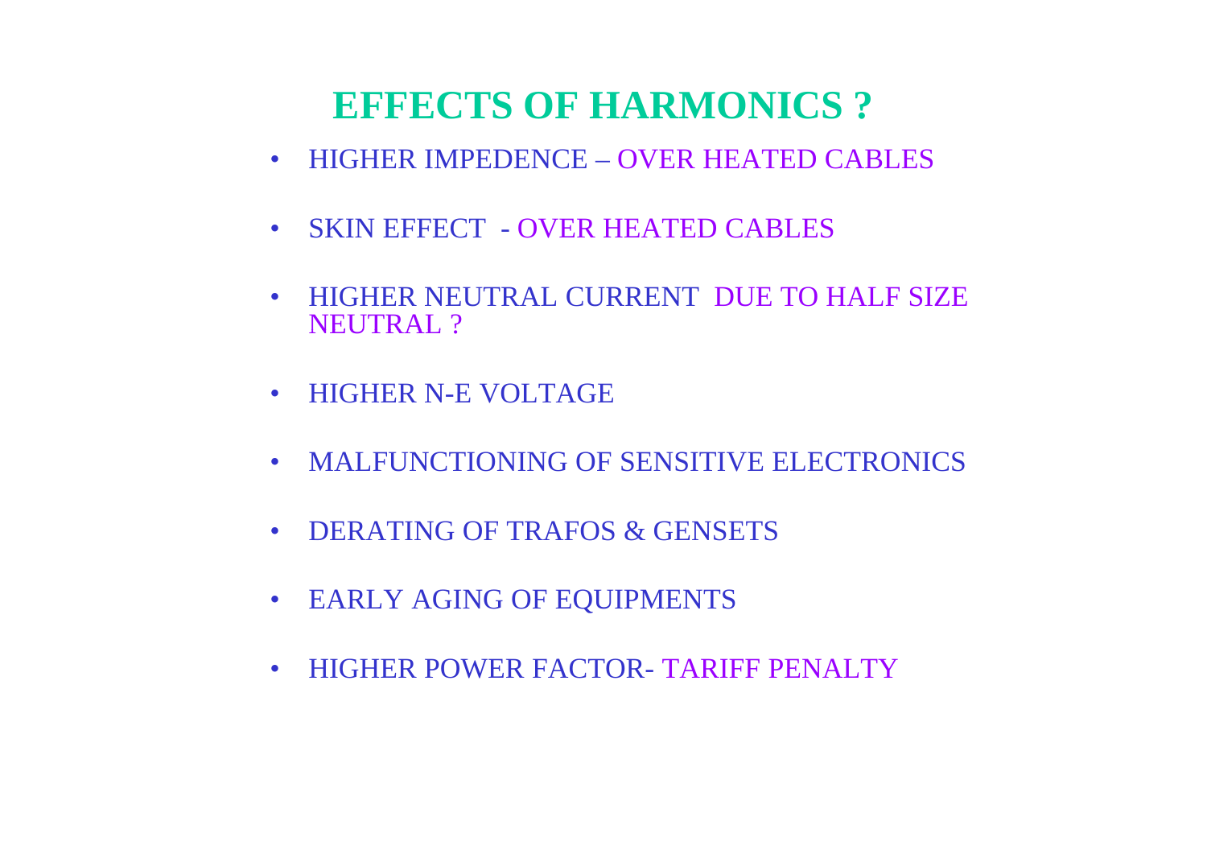# EFFECTS OF HARMONICS ?

- HIGHER IMPEDENCE – OVER HEATED CABLES
- SKIN EFFECT - OVER HEATED CABLES
- HIGHER NEUTRAL CURRENT DUE TO HALF SIZE NEUTRAL ?
- HIGHER N-E VOLTAGE
- MALFUNCTIONING OF SENSITIVE ELECTRONICS
- DERATING OF TRAFOS & GENSETS
- EARLY AGING OF EQUIPMENTS
- HIGHER POWER FACTOR- TARIFF PENALTY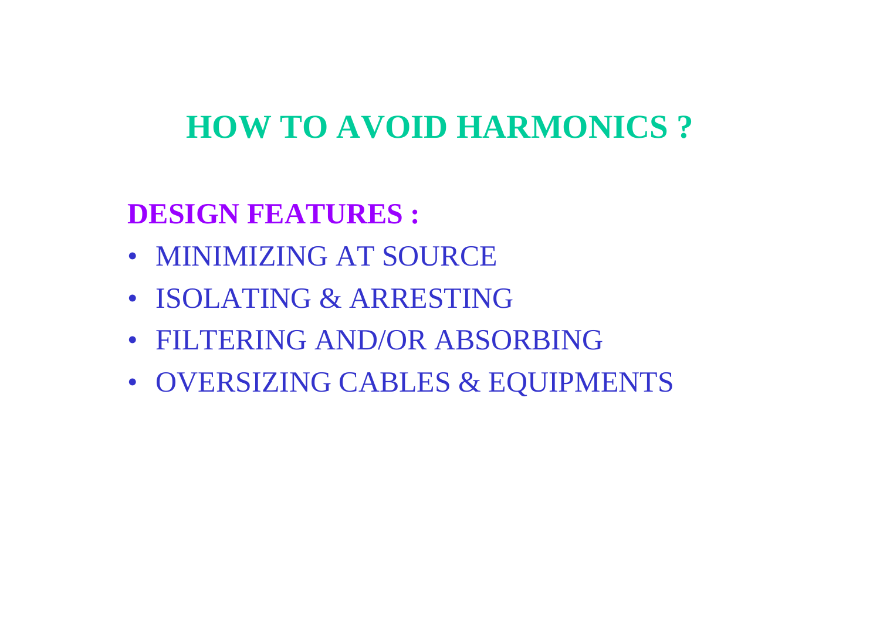# HOW TO AVOID HARMONICS ?

**DESIGN FEATURES :**

- MINIMIZING AT SOURCE
- ISOLATING & ARRESTING
- FILTERING AND/OR ABSORBING
- OVERSIZING CABLES & EQUIPMENTS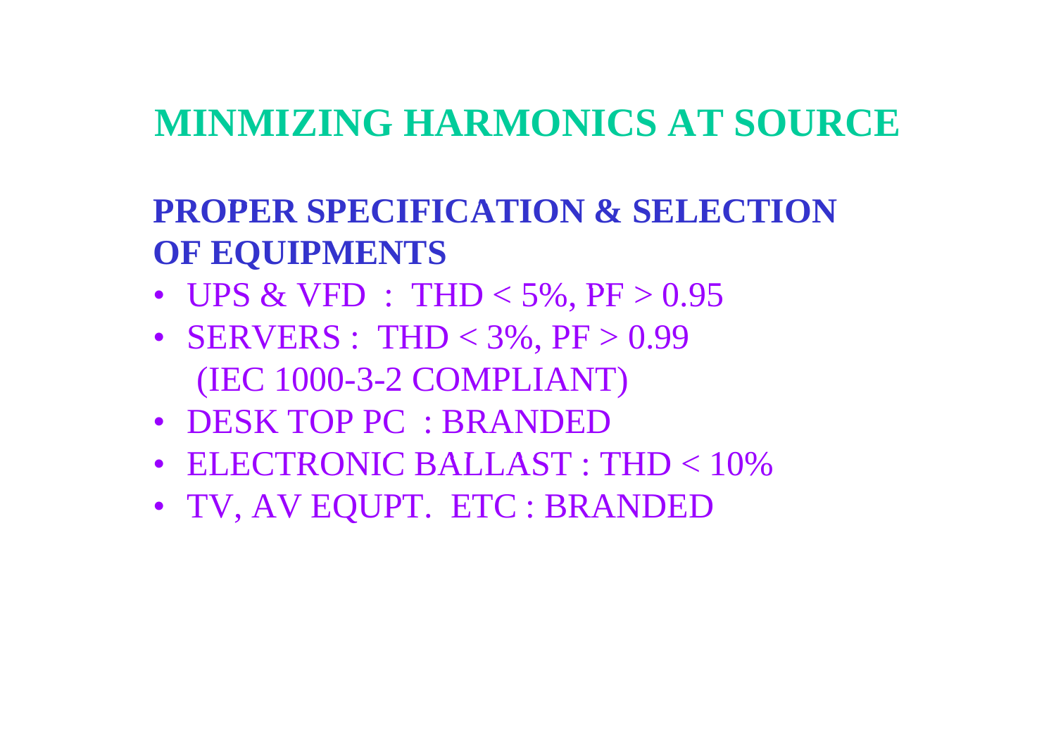# MINMIZING HARMONICS AT SOURCE

## PROPER SPECIFICATION & SELECTION OF EQUIPMENTS

- UPS & VFD : THD < 5%, PF > 0.95
- SERVERS : THD < 3%, PF > 0.99
  (IEC 1000-3-2 COMPLIANT)
- DESK TOP PC : BRANDED
- ELECTRONIC BALLAST : THD < 10%
- TV, AV EQUPT. ETC : BRANDED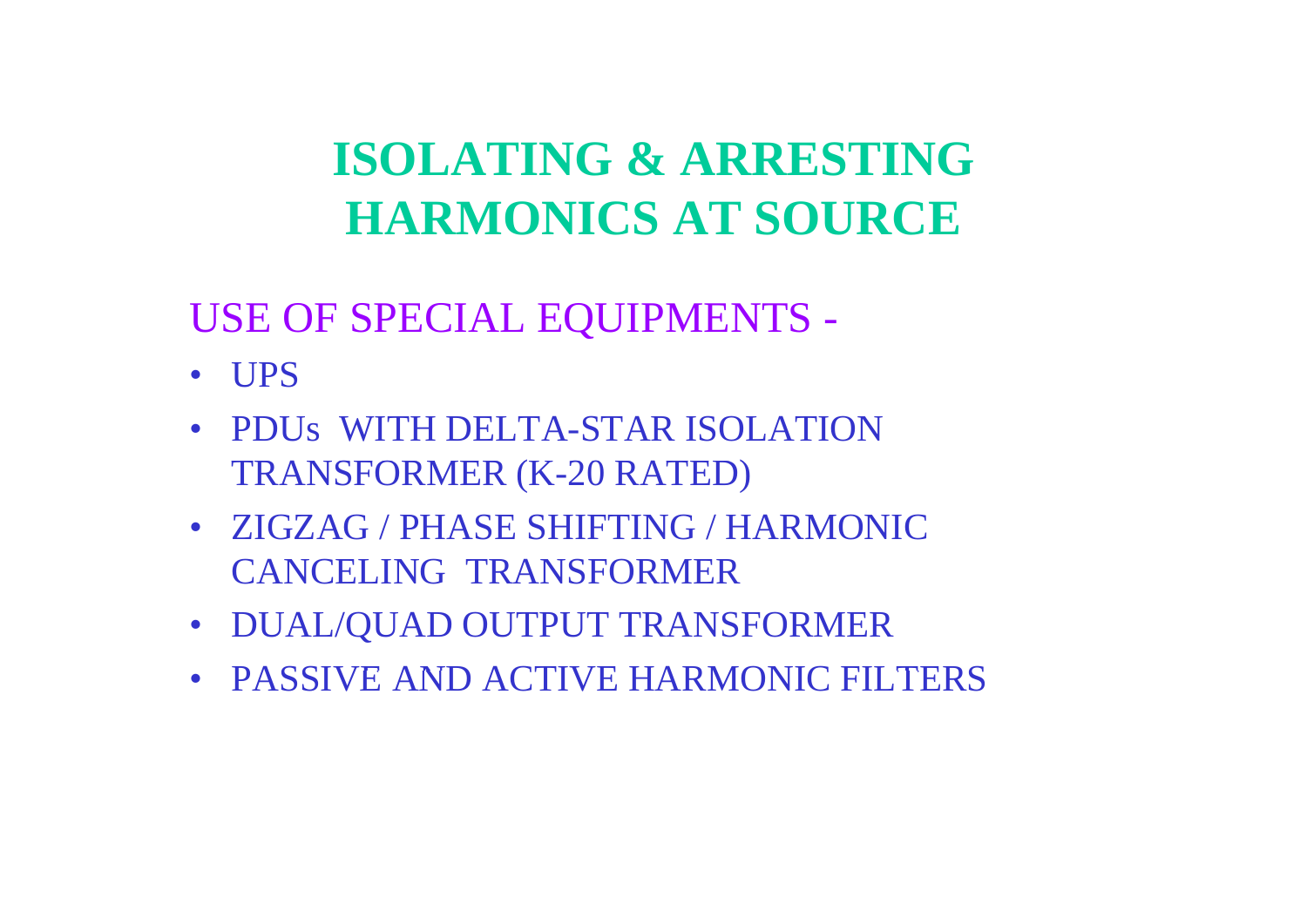# ISOLATING & ARRESTING HARMONICS AT SOURCE

USE OF SPECIAL EQUIPMENTS -

- UPS
- PDUs WITH DELTA-STAR ISOLATION TRANSFORMER (K-20 RATED)
- ZIGZAG / PHASE SHIFTING / HARMONIC CANCELING TRANSFORMER
- DUAL/QUAD OUTPUT TRANSFORMER
- PASSIVE AND ACTIVE HARMONIC FILTERS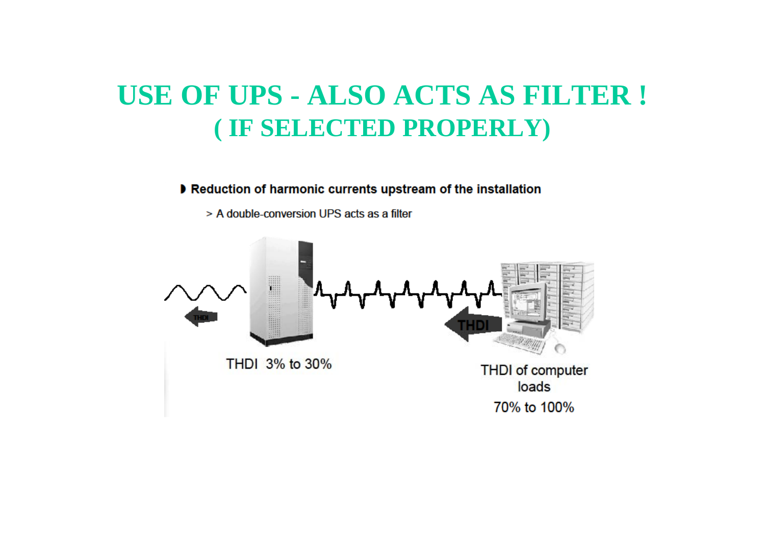# USE OF UPS - ALSO ACTS AS FILTER !
# ( IF SELECTED PROPERLY)

- **Reduction of harmonic currents upstream of the installation**
  - > A double-conversion UPS acts as a filter

THDI

THDI

THDI 3% to 30%

THDI of computer loads

70% to 100%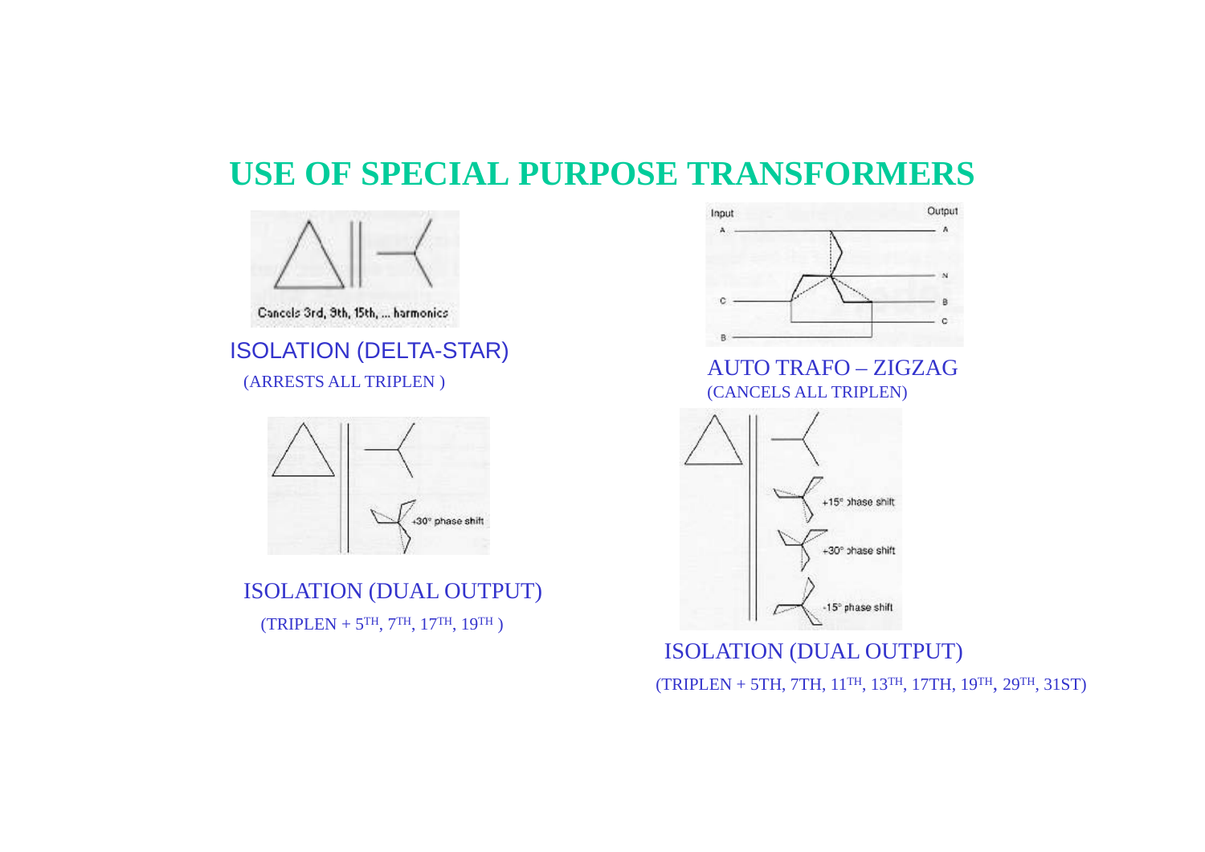# USE OF SPECIAL PURPOSE TRANSFORMERS

Cancels 3rd, 9th, 15th, ... harmonics

ISOLATION (DELTA-STAR)

(ARRESTS ALL TRIPLEN )

+30° phase shift

ISOLATION (DUAL OUTPUT)

(TRIPLEN + 5TH, 7TH, 17TH, 19TH )

Input Output

A A N B C

C

B

AUTO TRAFO – ZIGZAG

(CANCELS ALL TRIPLEN)

+15° phase shift

+30° phase shift

-15° phase shift

ISOLATION (DUAL OUTPUT)

(TRIPLEN + 5TH, 7TH, 11TH, 13TH, 17TH, 19TH, 29TH, 31ST)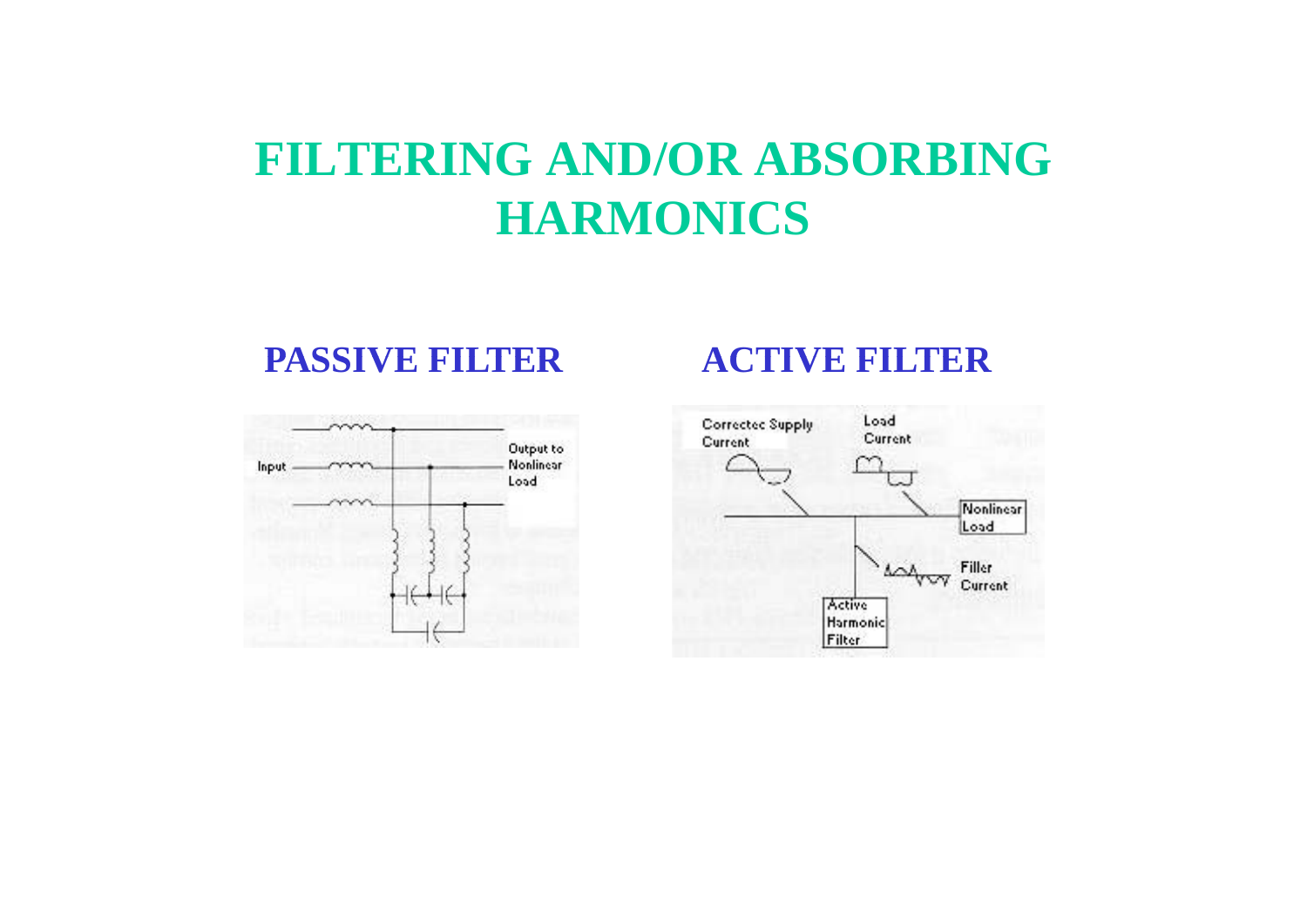# FILTERING AND/OR ABSORBING HARMONICS

## PASSIVE FILTER

Input

Output to Nonlinear Load

## ACTIVE FILTER

Corrected Supply Current

Load Current

Nonlinear Load

Filter Current

Active Harmonic Filter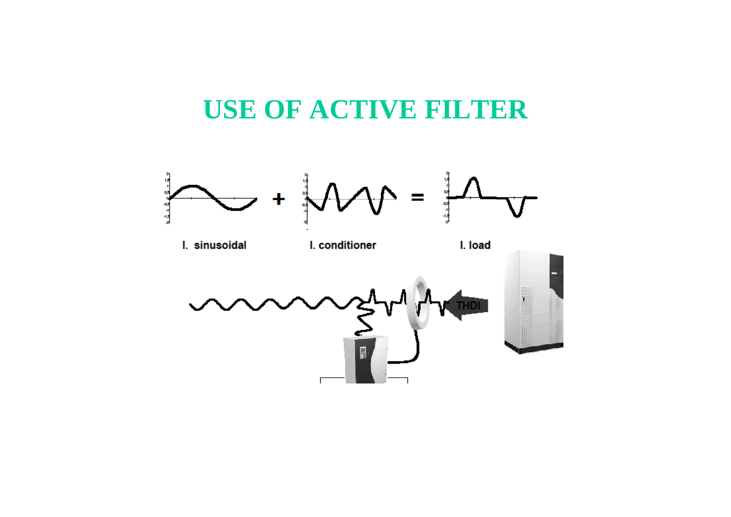# USE OF ACTIVE FILTER

I. sinusoidal + I. conditioner = I. load

THDI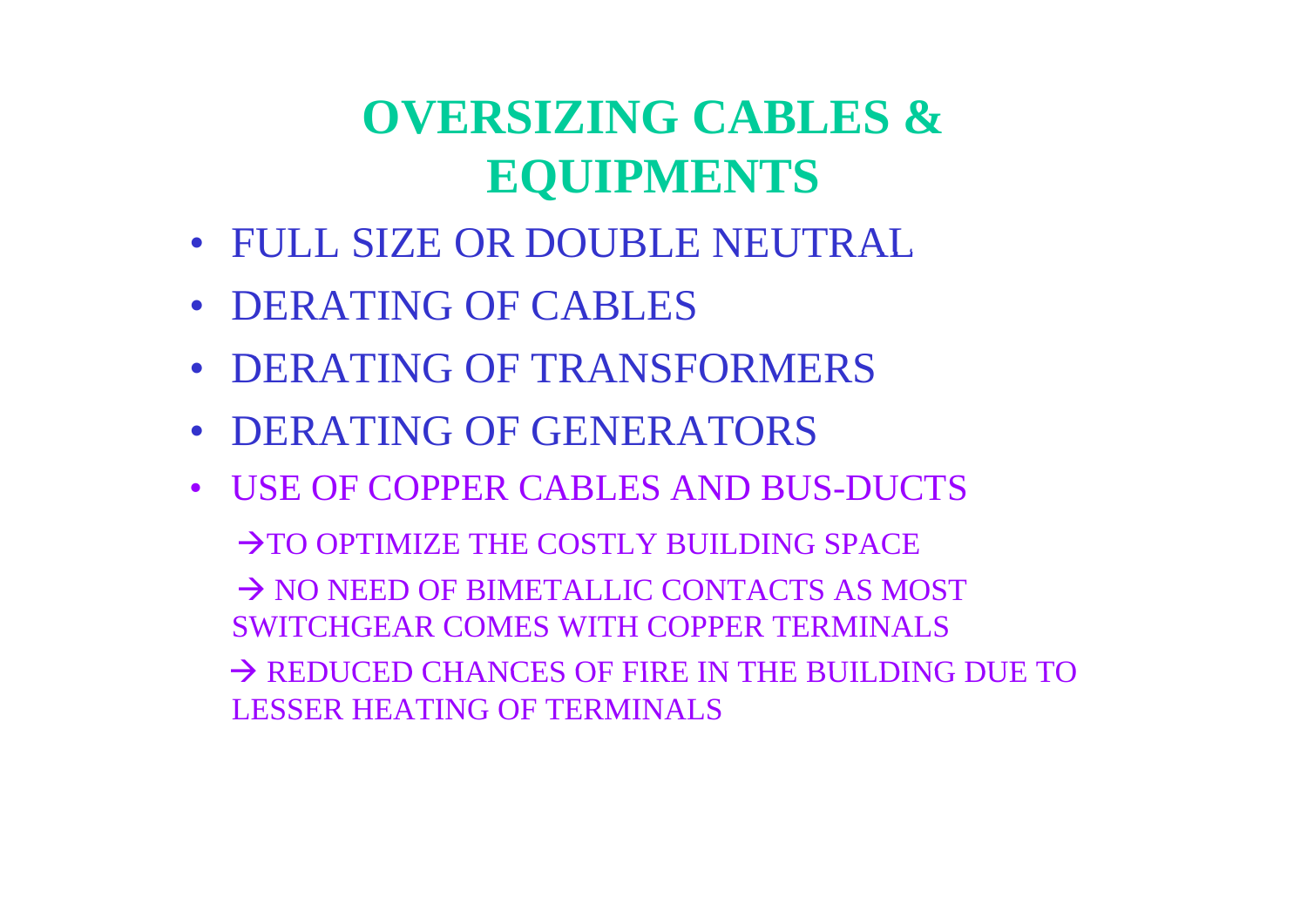# OVERSIZING CABLES & EQUIPMENTS

- FULL SIZE OR DOUBLE NEUTRAL
- DERATING OF CABLES
- DERATING OF TRANSFORMERS
- DERATING OF GENERATORS
- USE OF COPPER CABLES AND BUS-DUCTS

  → TO OPTIMIZE THE COSTLY BUILDING SPACE

  → NO NEED OF BIMETALLIC CONTACTS AS MOST SWITCHGEAR COMES WITH COPPER TERMINALS

  → REDUCED CHANCES OF FIRE IN THE BUILDING DUE TO LESSER HEATING OF TERMINALS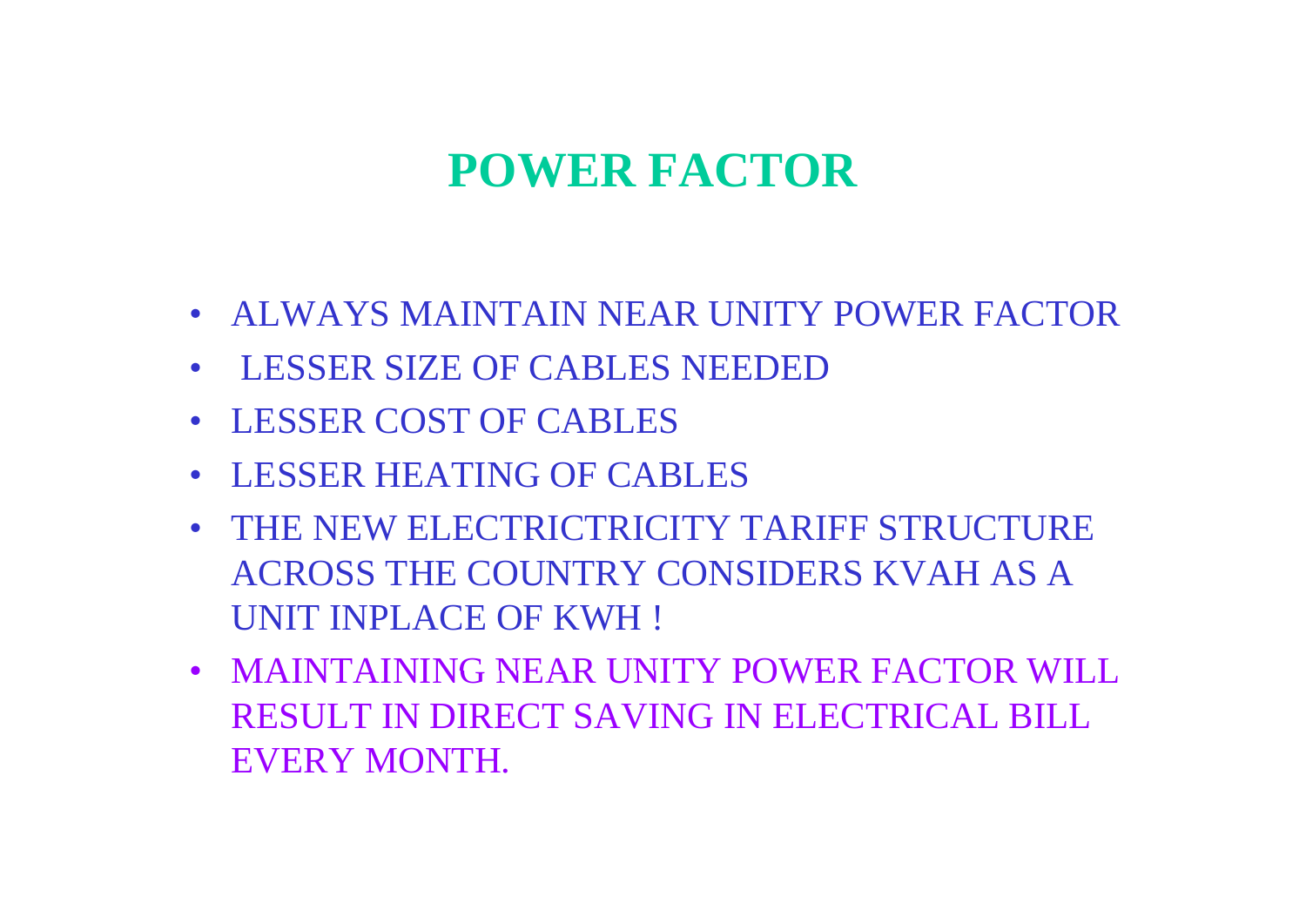# POWER FACTOR

- ALWAYS MAINTAIN NEAR UNITY POWER FACTOR
- LESSER SIZE OF CABLES NEEDED
- LESSER COST OF CABLES
- LESSER HEATING OF CABLES
- THE NEW ELECTRICTRICITY TARIFF STRUCTURE ACROSS THE COUNTRY CONSIDERS KVAH AS A UNIT INPLACE OF KWH !
- MAINTAINING NEAR UNITY POWER FACTOR WILL RESULT IN DIRECT SAVING IN ELECTRICAL BILL EVERY MONTH.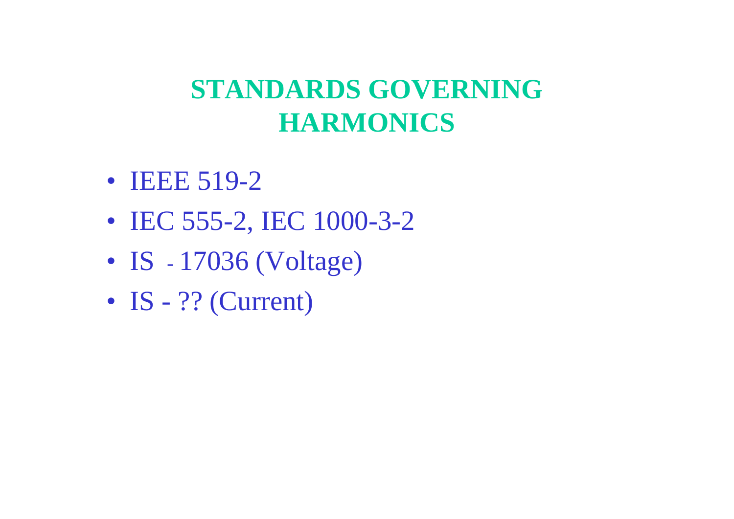# STANDARDS GOVERNING HARMONICS

- IEEE 519-2
- IEC 555-2, IEC 1000-3-2
- IS - 17036 (Voltage)
- IS - ?? (Current)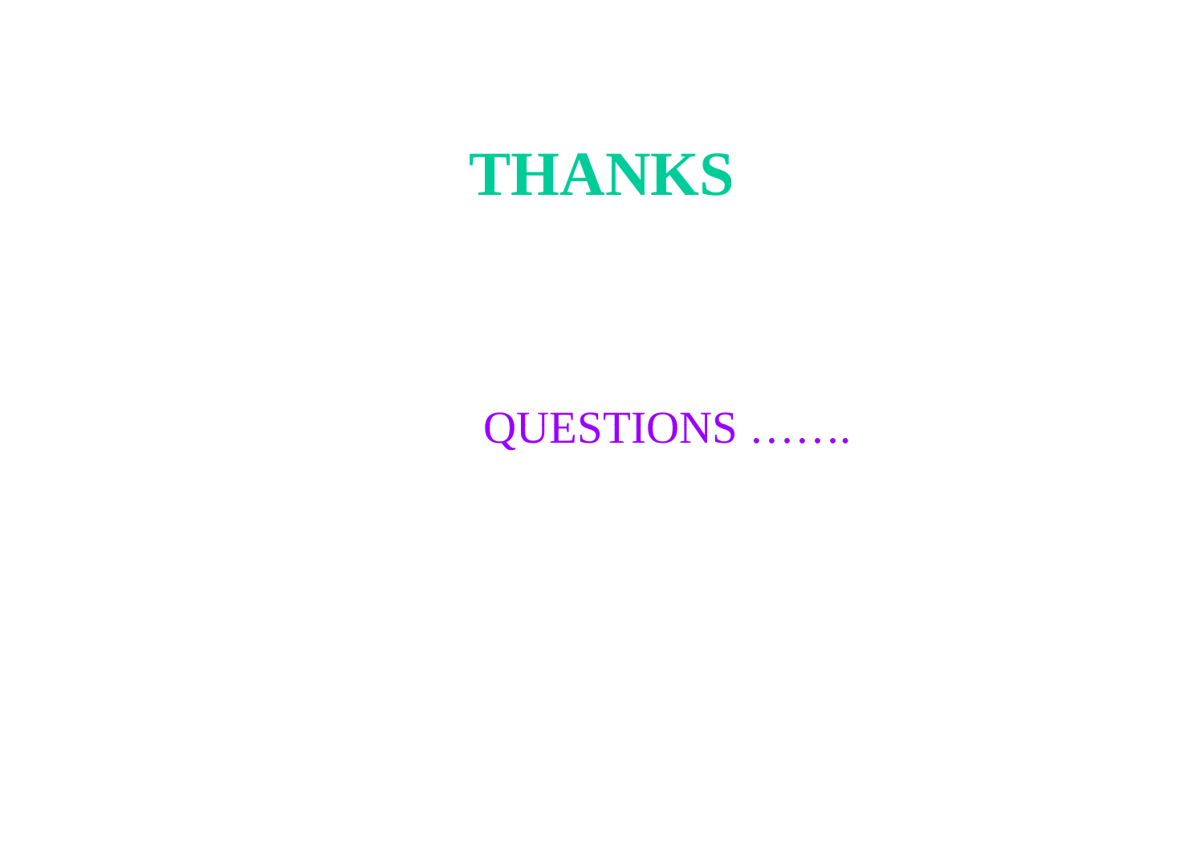# THANKS

QUESTIONS …….